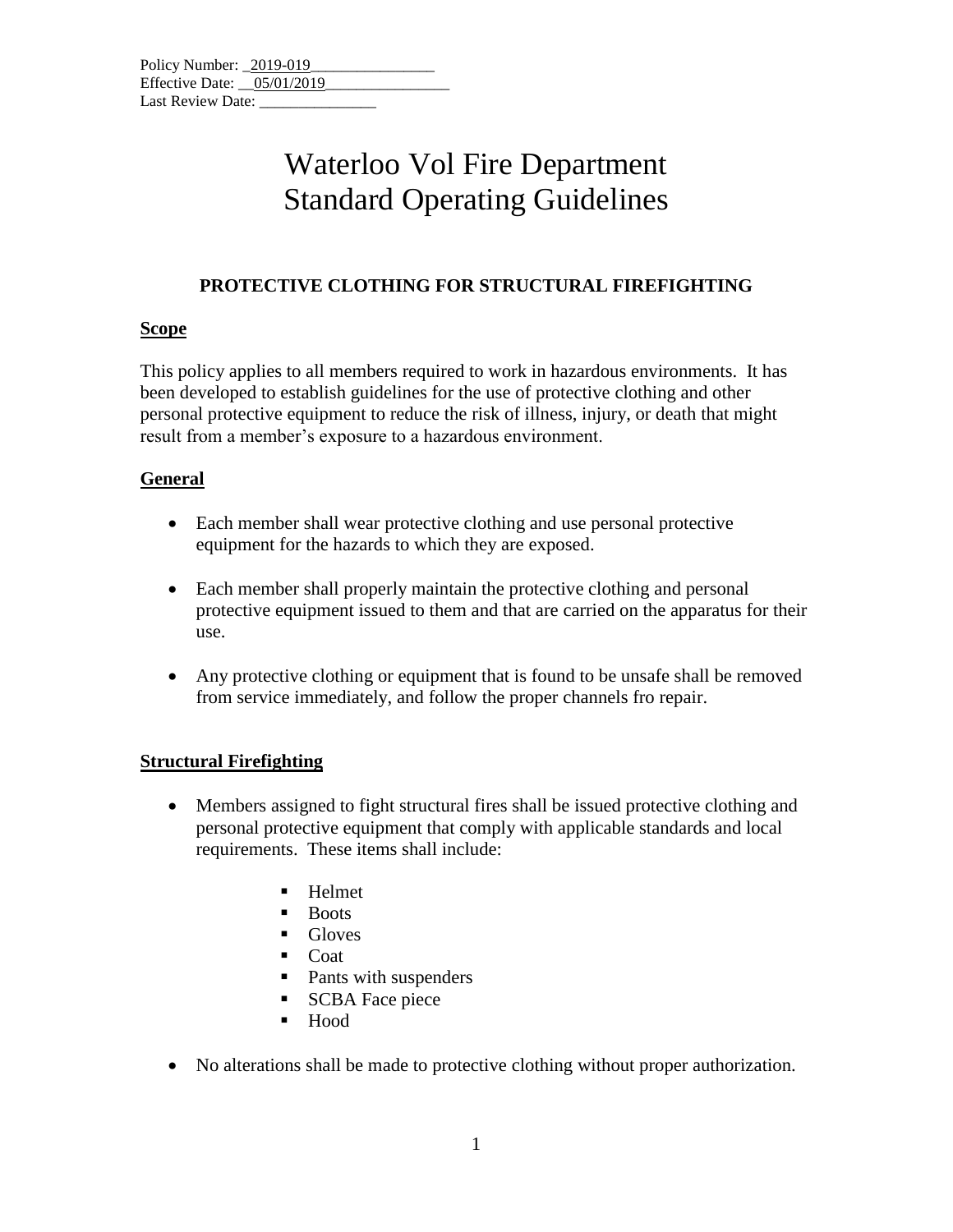Policy Number: _2019-019________________
Effective Date: __05/01/2019________________
Last Review Date: _______________

# Waterloo Vol Fire Department
# Standard Operating Guidelines

## PROTECTIVE CLOTHING FOR STRUCTURAL FIREFIGHTING

### Scope

This policy applies to all members required to work in hazardous environments. It has been developed to establish guidelines for the use of protective clothing and other personal protective equipment to reduce the risk of illness, injury, or death that might result from a member's exposure to a hazardous environment.

### General

- Each member shall wear protective clothing and use personal protective equipment for the hazards to which they are exposed.
- Each member shall properly maintain the protective clothing and personal protective equipment issued to them and that are carried on the apparatus for their use.
- Any protective clothing or equipment that is found to be unsafe shall be removed from service immediately, and follow the proper channels fro repair.

### Structural Firefighting

- Members assigned to fight structural fires shall be issued protective clothing and personal protective equipment that comply with applicable standards and local requirements. These items shall include:
    - Helmet
    - Boots
    - Gloves
    - Coat
    - Pants with suspenders
    - SCBA Face piece
    - Hood
- No alterations shall be made to protective clothing without proper authorization.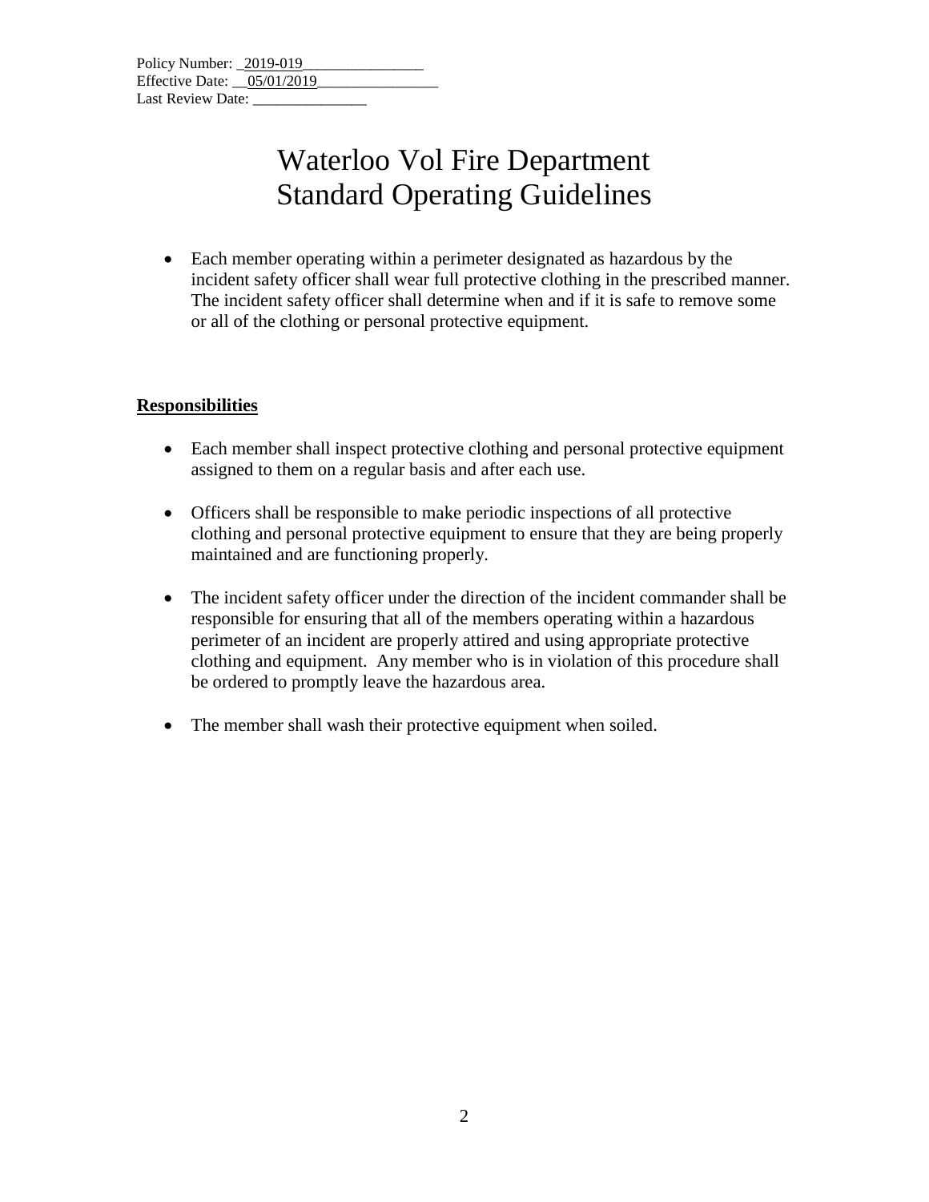Policy Number: _2019-019________________
Effective Date: __05/01/2019________________
Last Review Date: _______________

# Waterloo Vol Fire Department
# Standard Operating Guidelines

- Each member operating within a perimeter designated as hazardous by the incident safety officer shall wear full protective clothing in the prescribed manner. The incident safety officer shall determine when and if it is safe to remove some or all of the clothing or personal protective equipment.

**Responsibilities**

- Each member shall inspect protective clothing and personal protective equipment assigned to them on a regular basis and after each use.
- Officers shall be responsible to make periodic inspections of all protective clothing and personal protective equipment to ensure that they are being properly maintained and are functioning properly.
- The incident safety officer under the direction of the incident commander shall be responsible for ensuring that all of the members operating within a hazardous perimeter of an incident are properly attired and using appropriate protective clothing and equipment. Any member who is in violation of this procedure shall be ordered to promptly leave the hazardous area.
- The member shall wash their protective equipment when soiled.